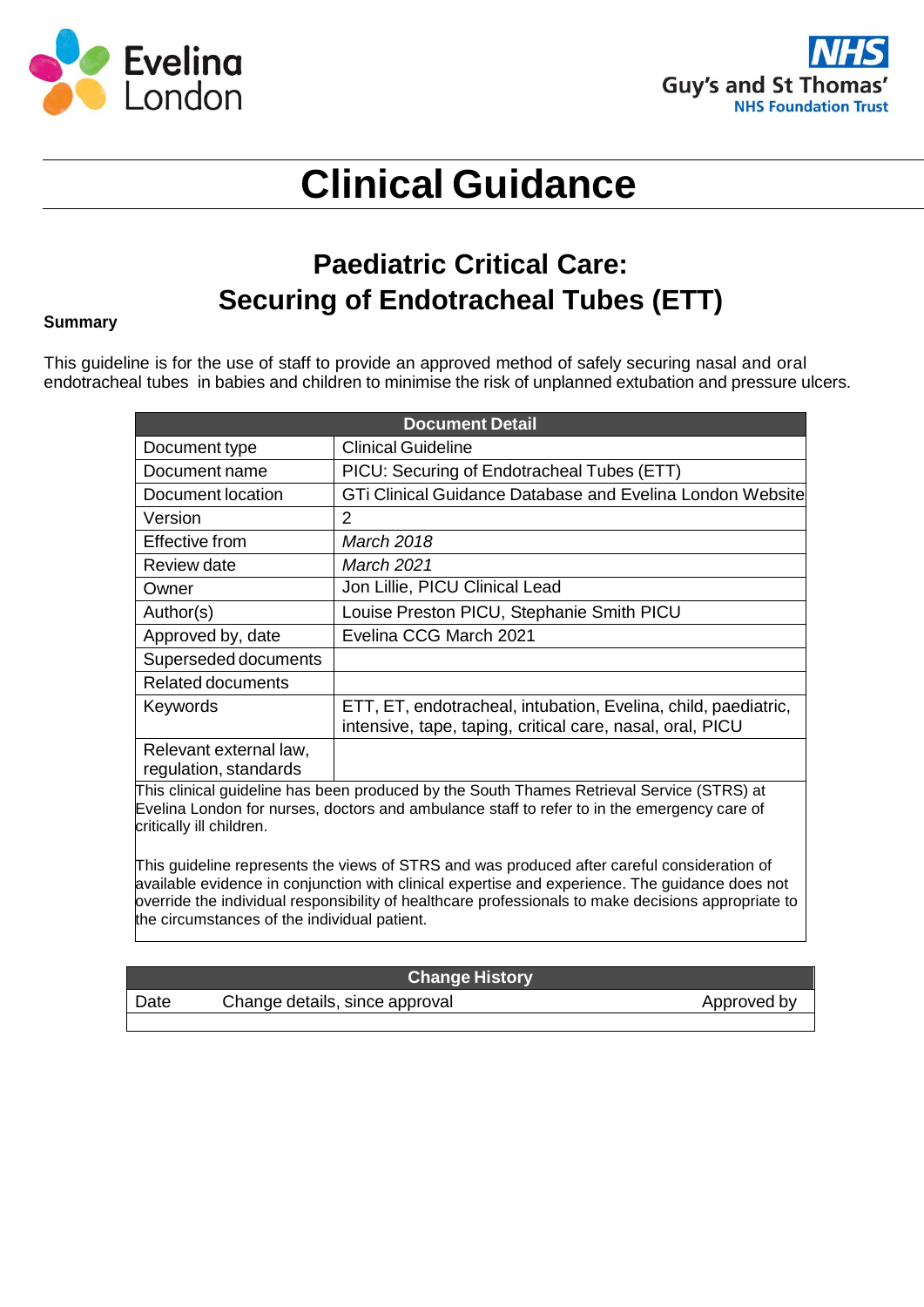# Clinical Guidance

## Paediatric Critical Care:
## Securing of Endotracheal Tubes (ETT)

**Summary**

This guideline is for the use of staff to provide an approved method of safely securing nasal and oral endotracheal tubes in babies and children to minimise the risk of unplanned extubation and pressure ulcers.

| Document Detail | |
|---|---|
| Document type | Clinical Guideline |
| Document name | PICU: Securing of Endotracheal Tubes (ETT) |
| Document location | GTi Clinical Guidance Database and Evelina London Website |
| Version | 2 |
| Effective from | *March 2018* |
| Review date | *March 2021* |
| Owner | Jon Lillie, PICU Clinical Lead |
| Author(s) | Louise Preston PICU, Stephanie Smith PICU |
| Approved by, date | Evelina CCG March 2021 |
| Superseded documents | |
| Related documents | |
| Keywords | ETT, ET, endotracheal, intubation, Evelina, child, paediatric, intensive, tape, taping, critical care, nasal, oral, PICU |
| Relevant external law, regulation, standards | |

This clinical guideline has been produced by the South Thames Retrieval Service (STRS) at Evelina London for nurses, doctors and ambulance staff to refer to in the emergency care of critically ill children.

This guideline represents the views of STRS and was produced after careful consideration of available evidence in conjunction with clinical expertise and experience. The guidance does not override the individual responsibility of healthcare professionals to make decisions appropriate to the circumstances of the individual patient.

| Change History | | |
|---|---|---|
| Date | Change details, since approval | Approved by |
| | | |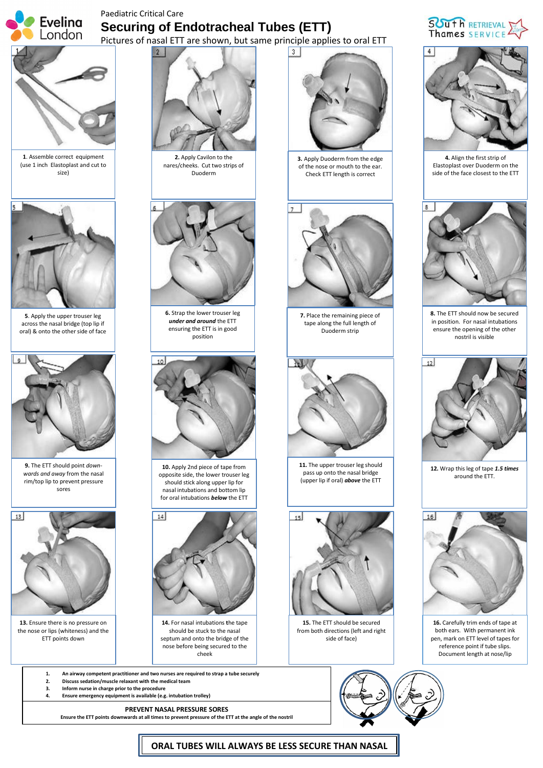Evelina London

Paediatric Critical Care

# Securing of Endotracheal Tubes (ETT)

Pictures of nasal ETT are shown, but same principle applies to oral ETT

South Thames RETRIEVAL SERVICE

**1.** Assemble correct equipment (use 1 inch Elastoplast and cut to size)

**2.** Apply Cavilon to the nares/cheeks. Cut two strips of Duoderm

**3.** Apply Duoderm from the edge of the nose or mouth to the ear. Check ETT length is correct

**4.** Align the first strip of Elastoplast over Duoderm on the side of the face closest to the ETT

**5.** Apply the upper trouser leg across the nasal bridge (top lip if oral) & onto the other side of face

**6.** Strap the lower trouser leg ***under and around*** the ETT ensuring the ETT is in good position

**7.** Place the remaining piece of tape along the full length of Duoderm strip

**8.** The ETT should now be secured in position. For nasal intubations ensure the opening of the other nostril is visible

**9.** The ETT should point *down-wards and away* from the nasal rim/top lip to prevent pressure sores

**10.** Apply 2nd piece of tape from opposite side, the lower trouser leg should stick along upper lip for nasal intubations and bottom lip for oral intubations ***below*** the ETT

**11.** The upper trouser leg should pass up onto the nasal bridge (upper lip if oral) ***above*** the ETT

**12.** Wrap this leg of tape ***1.5 times*** around the ETT.

**13.** Ensure there is no pressure on the nose or lips (whiteness) and the ETT points down

**14.** For nasal intubations the tape should be stuck to the nasal septum and onto the bridge of the nose before being secured to the cheek

**15.** The ETT should be secured from both directions (left and right side of face)

**16.** Carefully trim ends of tape at both ears. With permanent ink pen, mark on ETT level of tapes for reference point if tube slips. Document length at nose/lip

1. **An airway competent practitioner and two nurses are required to strap a tube securely**
2. **Discuss sedation/muscle relaxant with the medical team**
3. **Inform nurse in charge prior to the procedure**
4. **Ensure emergency equipment is available (e.g. intubation trolley)**

**PREVENT NASAL PRESSURE SORES**

**Ensure the ETT points downwards at all times to prevent pressure of the ETT at the angle of the nostril**

**ORAL TUBES WILL ALWAYS BE LESS SECURE THAN NASAL**